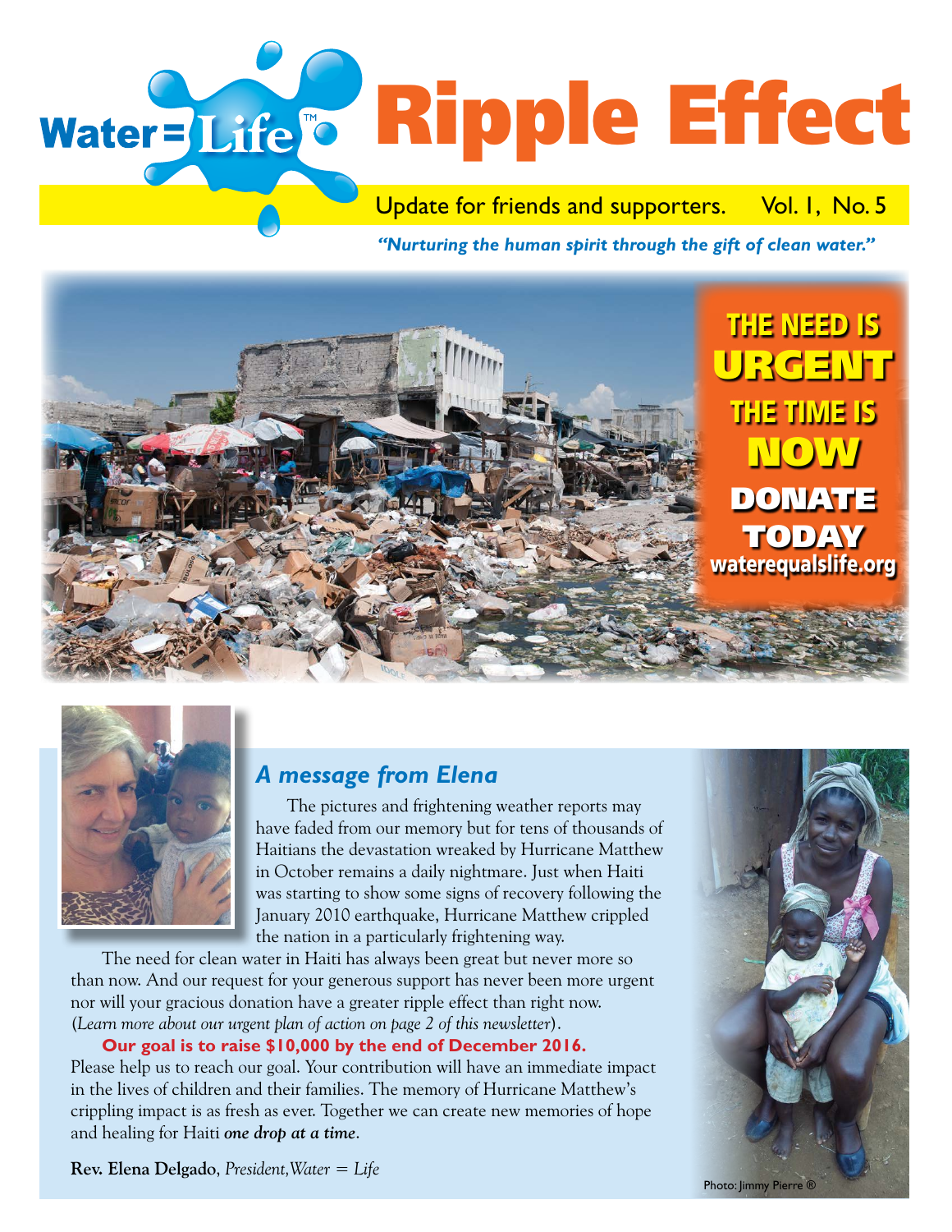# Water = Life™ Ripple Effect

Update for friends and supporters. Vol. 1, No. 5

***"Nurturing the human spirit through the gift of clean water."***

**THE NEED IS URGENT**
**THE TIME IS NOW**
**DONATE TODAY**
**waterequalslife.org**

## *A message from Elena*

The pictures and frightening weather reports may have faded from our memory but for tens of thousands of Haitians the devastation wreaked by Hurricane Matthew in October remains a daily nightmare. Just when Haiti was starting to show some signs of recovery following the January 2010 earthquake, Hurricane Matthew crippled the nation in a particularly frightening way.

The need for clean water in Haiti has always been great but never more so than now. And our request for your generous support has never been more urgent nor will your gracious donation have a greater ripple effect than right now. (*Learn more about our urgent plan of action on page 2 of this newsletter*).

**Our goal is to raise $10,000 by the end of December 2016.**
Please help us to reach our goal. Your contribution will have an immediate impact in the lives of children and their families. The memory of Hurricane Matthew's crippling impact is as fresh as ever. Together we can create new memories of hope and healing for Haiti ***one drop at a time***.

**Rev. Elena Delgado**, *President, Water = Life*

Photo: Jimmy Pierre ®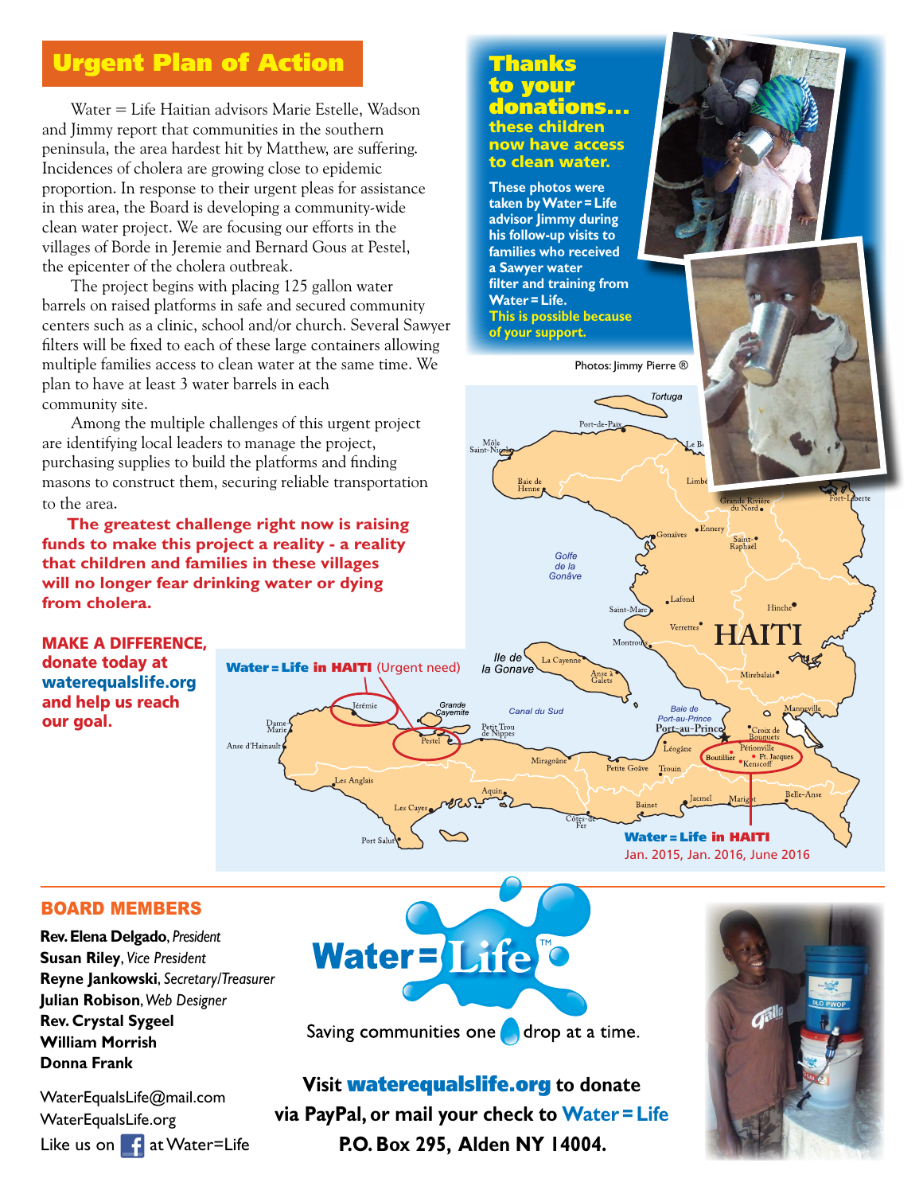## Urgent Plan of Action

Water = Life Haitian advisors Marie Estelle, Wadson and Jimmy report that communities in the southern peninsula, the area hardest hit by Matthew, are suffering. Incidences of cholera are growing close to epidemic proportion. In response to their urgent pleas for assistance in this area, the Board is developing a community-wide clean water project. We are focusing our efforts in the villages of Borde in Jeremie and Bernard Gous at Pestel, the epicenter of the cholera outbreak.

The project begins with placing 125 gallon water barrels on raised platforms in safe and secured community centers such as a clinic, school and/or church. Several Sawyer filters will be fixed to each of these large containers allowing multiple families access to clean water at the same time. We plan to have at least 3 water barrels in each community site.

Among the multiple challenges of this urgent project are identifying local leaders to manage the project, purchasing supplies to build the platforms and finding masons to construct them, securing reliable transportation to the area.

**The greatest challenge right now is raising funds to make this project a reality - a reality that children and families in these villages will no longer fear drinking water or dying from cholera.**

**MAKE A DIFFERENCE, donate today at waterequalslife.org and help us reach our goal.**

## Thanks to your donations...

**these children now have access to clean water.**

**These photos were taken by Water = Life advisor Jimmy during his follow-up visits to families who received a Sawyer water filter and training from Water = Life. This is possible because of your support.**

Photos: Jimmy Pierre ®

**Water = Life in HAITI** (Urgent need)

**Water = Life in HAITI**
Jan. 2015, Jan. 2016, June 2016

### BOARD MEMBERS

**Rev. Elena Delgado**, *President*
**Susan Riley**, *Vice President*
**Reyne Jankowski**, *Secretary/Treasurer*
**Julian Robison**, *Web Designer*
**Rev. Crystal Sygeel**
**William Morrish**
**Donna Frank**

WaterEqualsLife@mail.com
WaterEqualsLife.org
Like us on Facebook at Water=Life

**Water = Life**™
Saving communities one drop at a time.

**Visit waterequalslife.org to donate via PayPal, or mail your check to Water = Life P.O. Box 295, Alden NY 14004.**